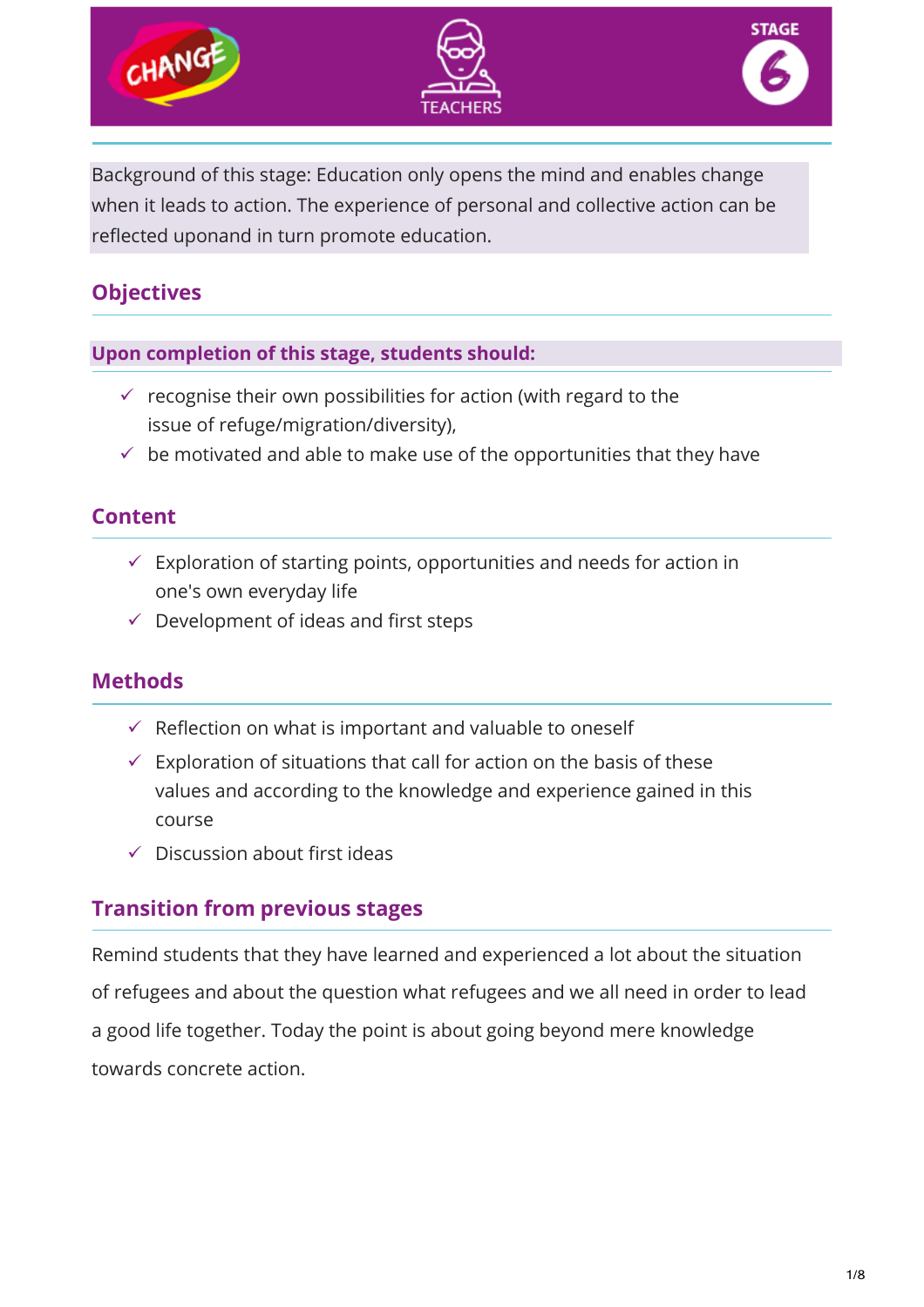CHANGE

TEACHERS

STAGE 6

Background of this stage: Education only opens the mind and enables change when it leads to action. The experience of personal and collective action can be reflected uponand in turn promote education.

## Objectives

**Upon completion of this stage, students should:**

- ✓ recognise their own possibilities for action (with regard to the issue of refuge/migration/diversity),
- ✓ be motivated and able to make use of the opportunities that they have

## Content

- ✓ Exploration of starting points, opportunities and needs for action in one's own everyday life
- ✓ Development of ideas and first steps

## Methods

- ✓ Reflection on what is important and valuable to oneself
- ✓ Exploration of situations that call for action on the basis of these values and according to the knowledge and experience gained in this course
- ✓ Discussion about first ideas

## Transition from previous stages

Remind students that they have learned and experienced a lot about the situation of refugees and about the question what refugees and we all need in order to lead a good life together. Today the point is about going beyond mere knowledge towards concrete action.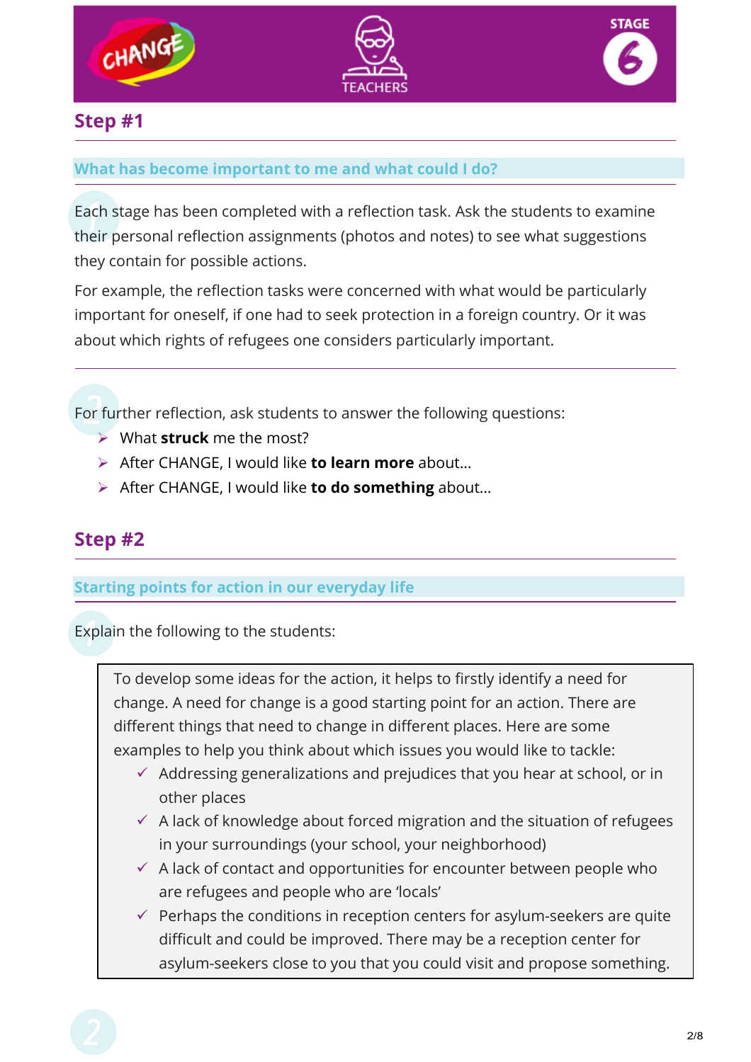## Step #1

### What has become important to me and what could I do?

Each stage has been completed with a reflection task. Ask the students to examine their personal reflection assignments (photos and notes) to see what suggestions they contain for possible actions.

For example, the reflection tasks were concerned with what would be particularly important for oneself, if one had to seek protection in a foreign country. Or it was about which rights of refugees one considers particularly important.

For further reflection, ask students to answer the following questions:

- What **struck** me the most?
- After CHANGE, I would like **to learn more** about…
- After CHANGE, I would like **to do something** about…

## Step #2

### Starting points for action in our everyday life

Explain the following to the students:

> To develop some ideas for the action, it helps to firstly identify a need for change. A need for change is a good starting point for an action. There are different things that need to change in different places. Here are some examples to help you think about which issues you would like to tackle:
>
> - ✓ Addressing generalizations and prejudices that you hear at school, or in other places
> - ✓ A lack of knowledge about forced migration and the situation of refugees in your surroundings (your school, your neighborhood)
> - ✓ A lack of contact and opportunities for encounter between people who are refugees and people who are 'locals'
> - ✓ Perhaps the conditions in reception centers for asylum-seekers are quite difficult and could be improved. There may be a reception center for asylum-seekers close to you that you could visit and propose something.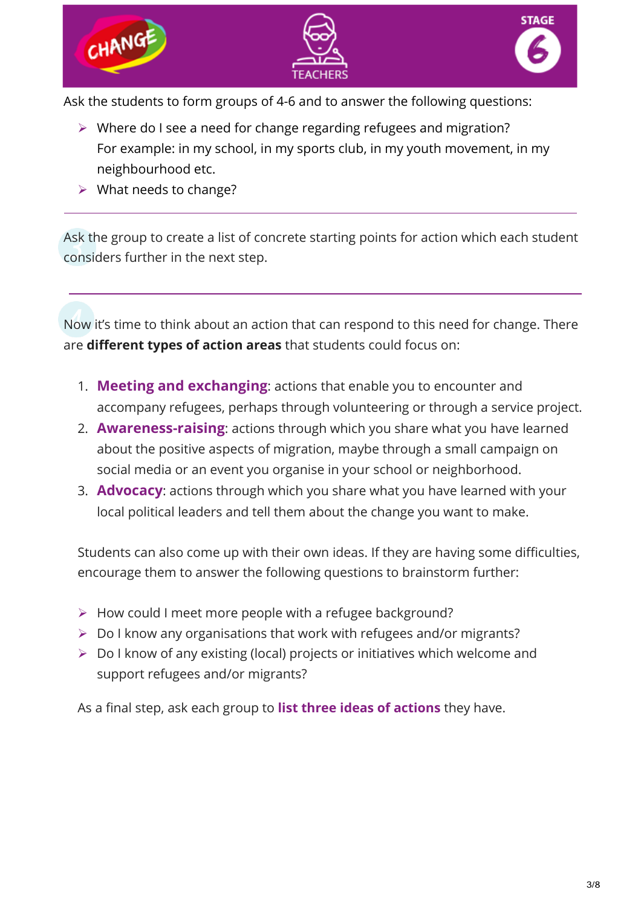Ask the students to form groups of 4-6 and to answer the following questions:

- Where do I see a need for change regarding refugees and migration? For example: in my school, in my sports club, in my youth movement, in my neighbourhood etc.
- What needs to change?

---

Ask the group to create a list of concrete starting points for action which each student considers further in the next step.

---

Now it's time to think about an action that can respond to this need for change. There are **different types of action areas** that students could focus on:

1. **Meeting and exchanging**: actions that enable you to encounter and accompany refugees, perhaps through volunteering or through a service project.
2. **Awareness-raising**: actions through which you share what you have learned about the positive aspects of migration, maybe through a small campaign on social media or an event you organise in your school or neighborhood.
3. **Advocacy**: actions through which you share what you have learned with your local political leaders and tell them about the change you want to make.

Students can also come up with their own ideas. If they are having some difficulties, encourage them to answer the following questions to brainstorm further:

- How could I meet more people with a refugee background?
- Do I know any organisations that work with refugees and/or migrants?
- Do I know of any existing (local) projects or initiatives which welcome and support refugees and/or migrants?

As a final step, ask each group to **list three ideas of actions** they have.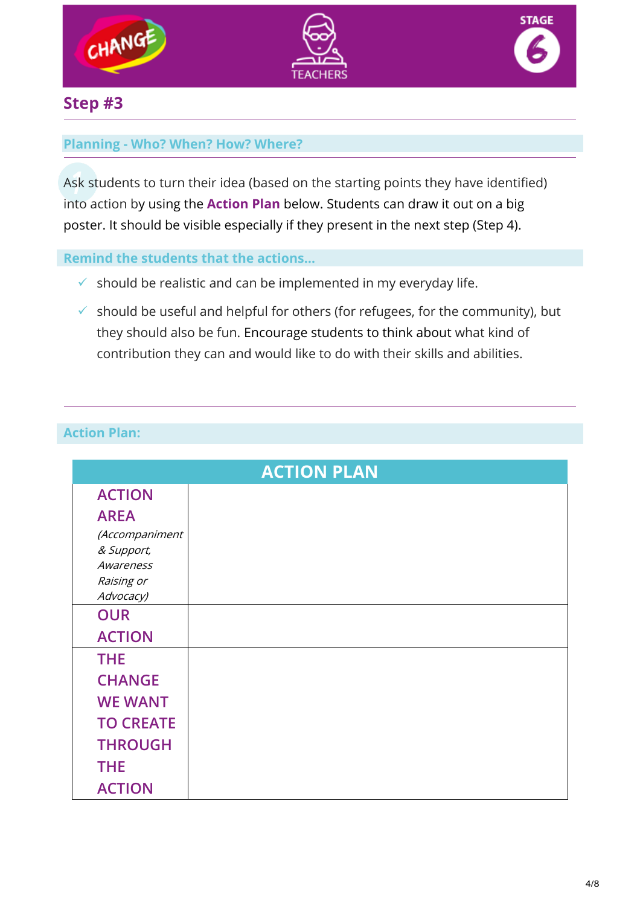## Step #3

### Planning - Who? When? How? Where?

Ask students to turn their idea (based on the starting points they have identified) into action by using the **Action Plan** below. Students can draw it out on a big poster. It should be visible especially if they present in the next step (Step 4).

### Remind the students that the actions...

- ✓ should be realistic and can be implemented in my everyday life.
- ✓ should be useful and helpful for others (for refugees, for the community), but they should also be fun. Encourage students to think about what kind of contribution they can and would like to do with their skills and abilities.

### Action Plan:

| ACTION PLAN | |
|---|---|
| ACTION AREA *(Accompaniment & Support, Awareness Raising or Advocacy)* | |
| OUR ACTION | |
| THE CHANGE WE WANT TO CREATE THROUGH THE ACTION | |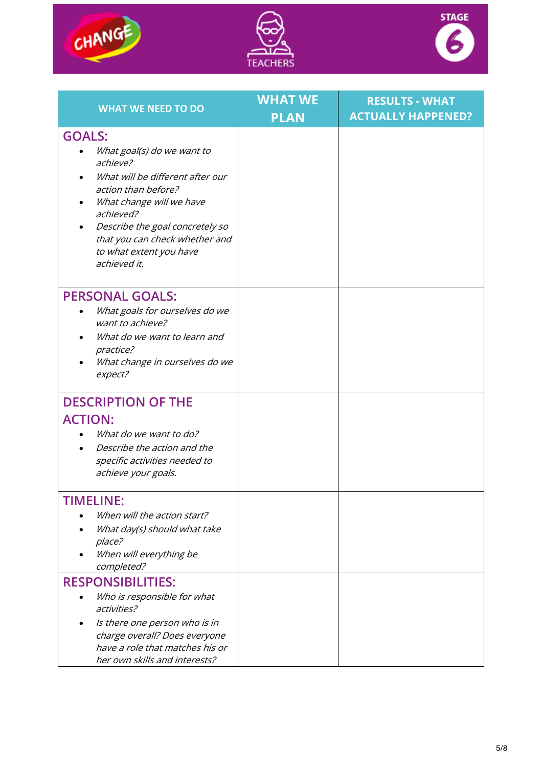CHANGE

TEACHERS

STAGE 6

| WHAT WE NEED TO DO | WHAT WE PLAN | RESULTS - WHAT ACTUALLY HAPPENED? |
|---|---|---|
| **GOALS:**<br>• *What goal(s) do we want to achieve?*<br>• *What will be different after our action than before?*<br>• *What change will we have achieved?*<br>• *Describe the goal concretely so that you can check whether and to what extent you have achieved it.* | | |
| **PERSONAL GOALS:**<br>• *What goals for ourselves do we want to achieve?*<br>• *What do we want to learn and practice?*<br>• *What change in ourselves do we expect?* | | |
| **DESCRIPTION OF THE ACTION:**<br>• *What do we want to do?*<br>• *Describe the action and the specific activities needed to achieve your goals.* | | |
| **TIMELINE:**<br>• *When will the action start?*<br>• *What day(s) should what take place?*<br>• *When will everything be completed?* | | |
| **RESPONSIBILITIES:**<br>• *Who is responsible for what activities?*<br>• *Is there one person who is in charge overall? Does everyone have a role that matches his or her own skills and interests?* | | |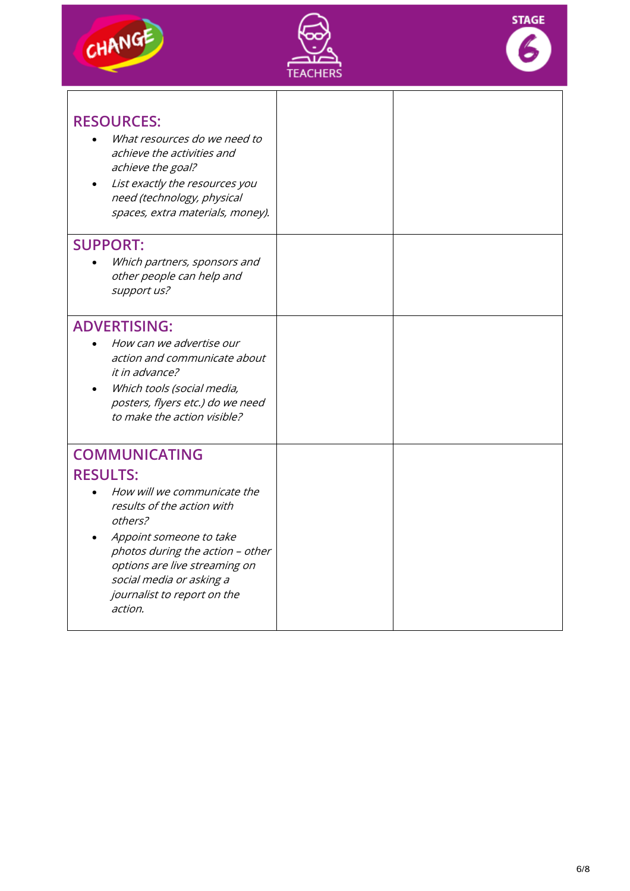| | | |
|---|---|---|
| **RESOURCES:**<br>• *What resources do we need to achieve the activities and achieve the goal?*<br>• *List exactly the resources you need (technology, physical spaces, extra materials, money).* | | |
| **SUPPORT:**<br>• *Which partners, sponsors and other people can help and support us?* | | |
| **ADVERTISING:**<br>• *How can we advertise our action and communicate about it in advance?*<br>• *Which tools (social media, posters, flyers etc.) do we need to make the action visible?* | | |
| **COMMUNICATING RESULTS:**<br>• *How will we communicate the results of the action with others?*<br>• *Appoint someone to take photos during the action – other options are live streaming on social media or asking a journalist to report on the action.* | | |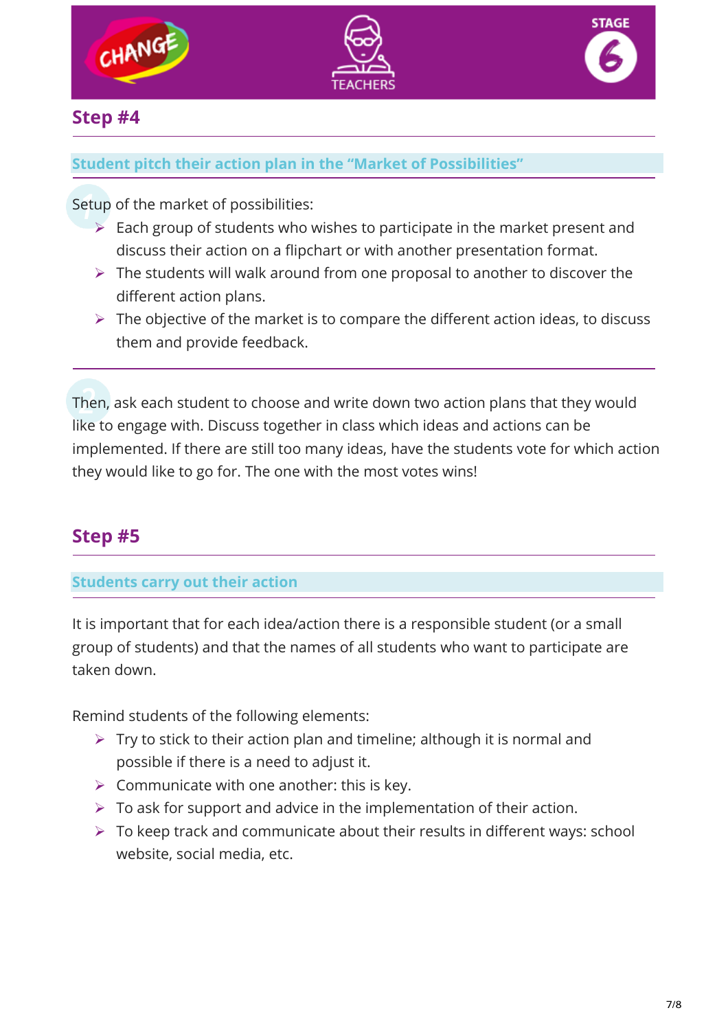## Step #4

**Student pitch their action plan in the "Market of Possibilities"**

Setup of the market of possibilities:

- Each group of students who wishes to participate in the market present and discuss their action on a flipchart or with another presentation format.
- The students will walk around from one proposal to another to discover the different action plans.
- The objective of the market is to compare the different action ideas, to discuss them and provide feedback.

Then, ask each student to choose and write down two action plans that they would like to engage with. Discuss together in class which ideas and actions can be implemented. If there are still too many ideas, have the students vote for which action they would like to go for. The one with the most votes wins!

## Step #5

**Students carry out their action**

It is important that for each idea/action there is a responsible student (or a small group of students) and that the names of all students who want to participate are taken down.

Remind students of the following elements:

- Try to stick to their action plan and timeline; although it is normal and possible if there is a need to adjust it.
- Communicate with one another: this is key.
- To ask for support and advice in the implementation of their action.
- To keep track and communicate about their results in different ways: school website, social media, etc.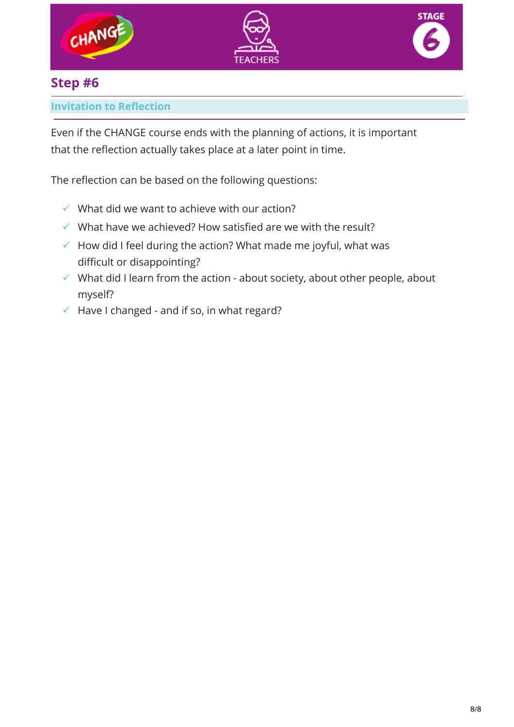## Step #6

### Invitation to Reflection

Even if the CHANGE course ends with the planning of actions, it is important that the reflection actually takes place at a later point in time.

The reflection can be based on the following questions:

- ✓ What did we want to achieve with our action?
- ✓ What have we achieved? How satisfied are we with the result?
- ✓ How did I feel during the action? What made me joyful, what was difficult or disappointing?
- ✓ What did I learn from the action - about society, about other people, about myself?
- ✓ Have I changed - and if so, in what regard?